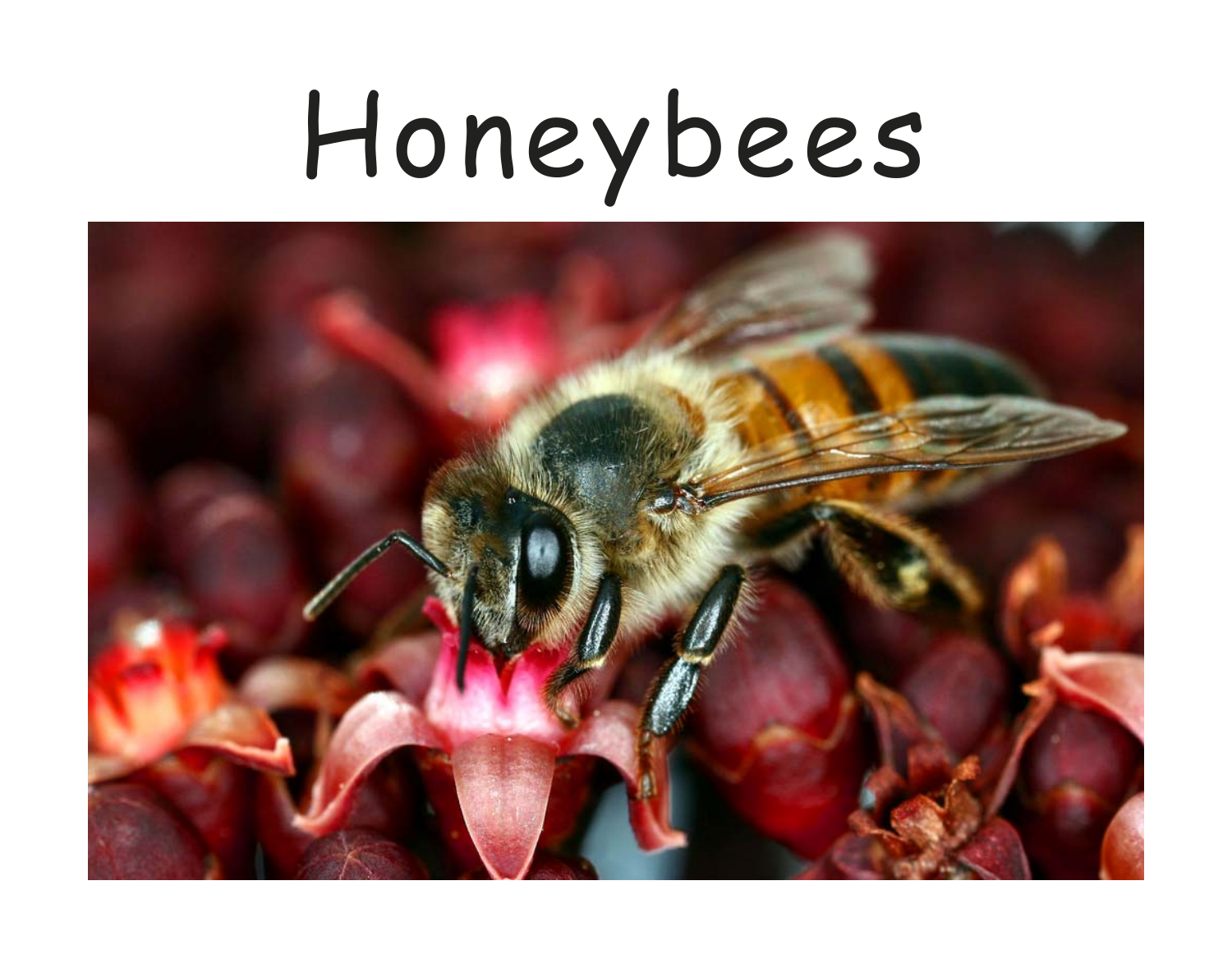# Honeybees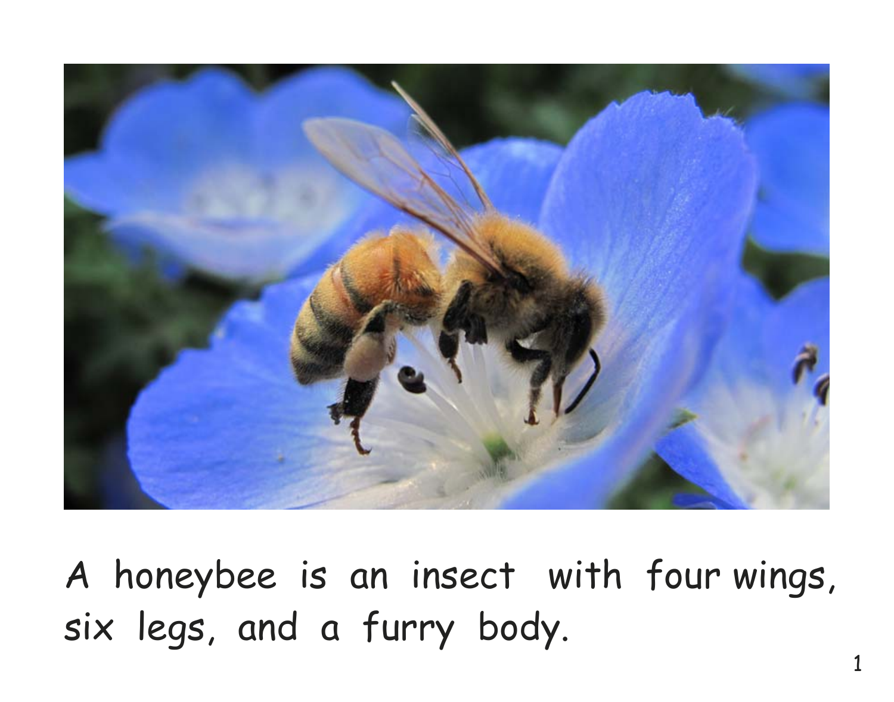A honeybee is an insect with four wings, six legs, and a furry body.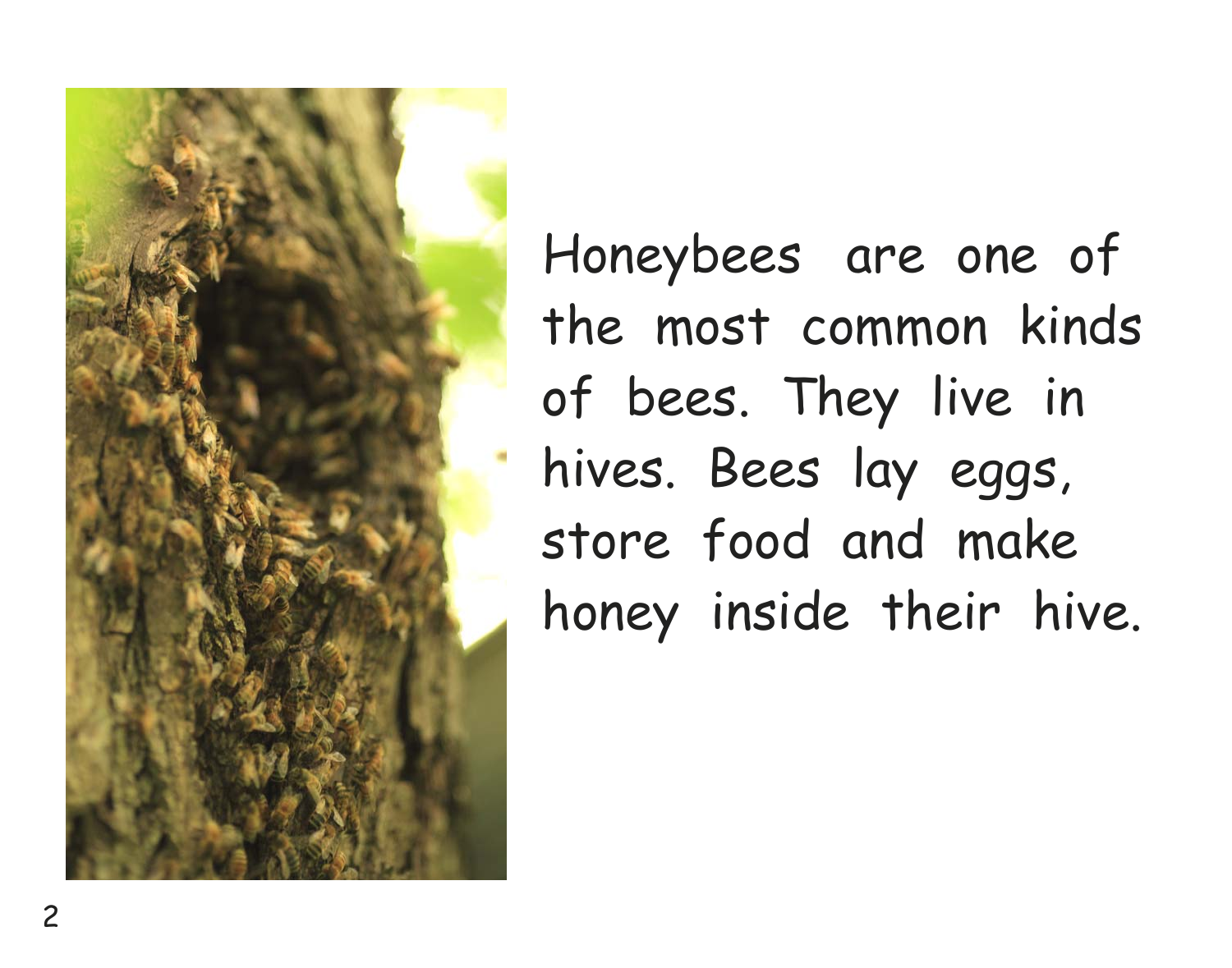Honeybees are one of the most common kinds of bees. They live in hives. Bees lay eggs, store food and make honey inside their hive.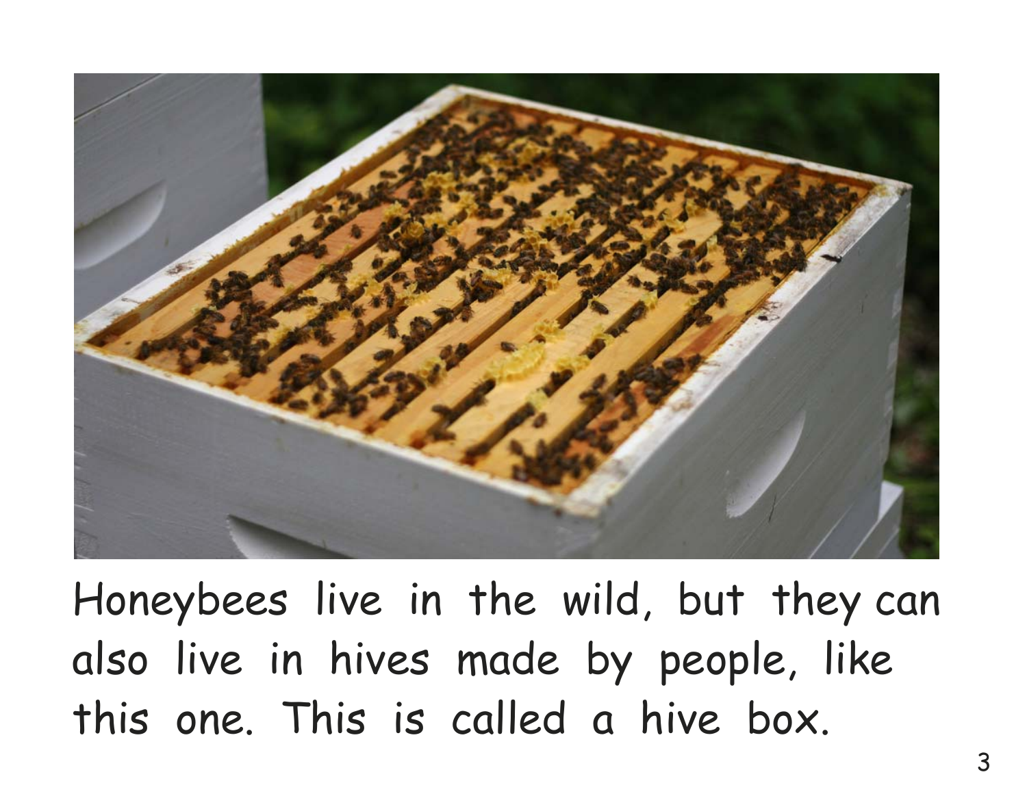Honeybees live in the wild, but they can also live in hives made by people, like this one. This is called a hive box.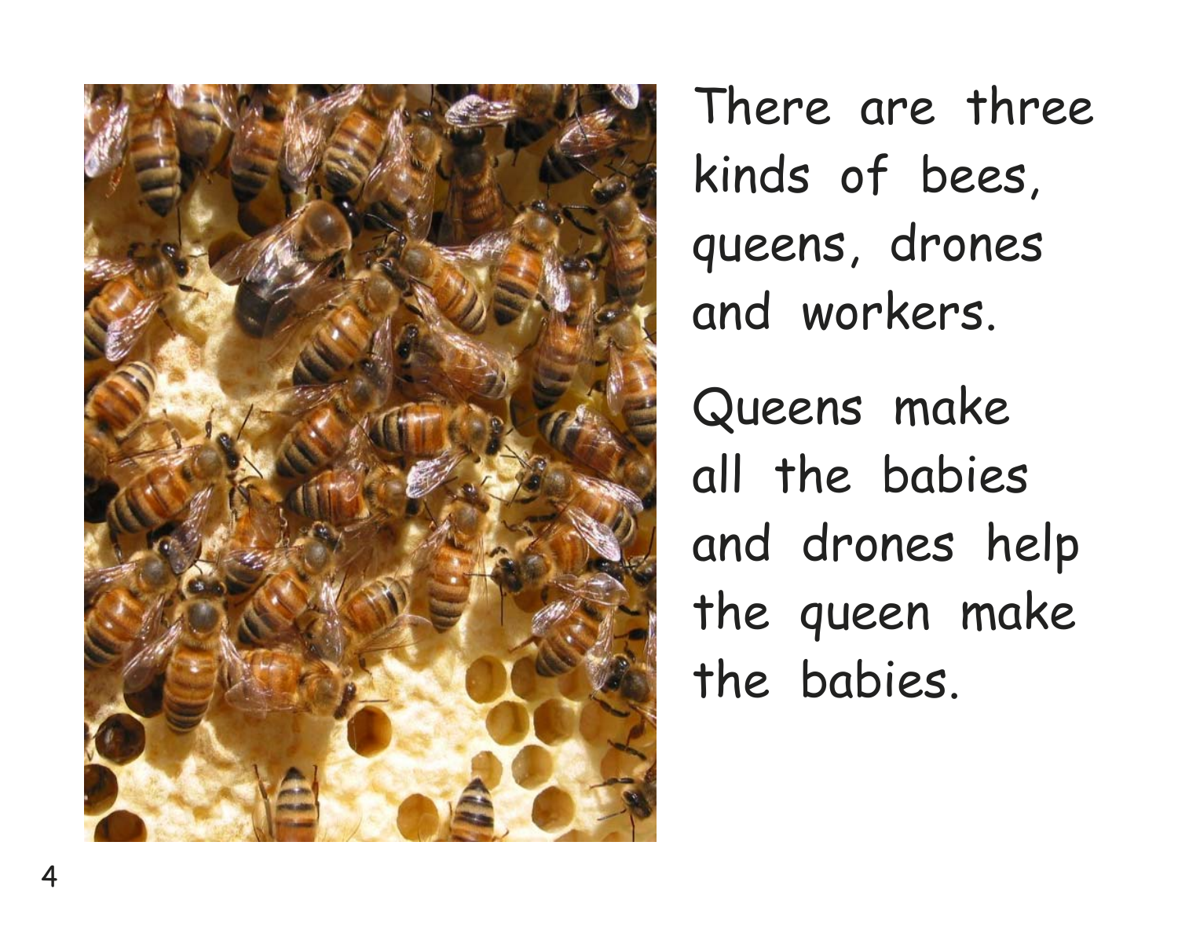There are three kinds of bees, queens, drones and workers.

Queens make all the babies and drones help the queen make the babies.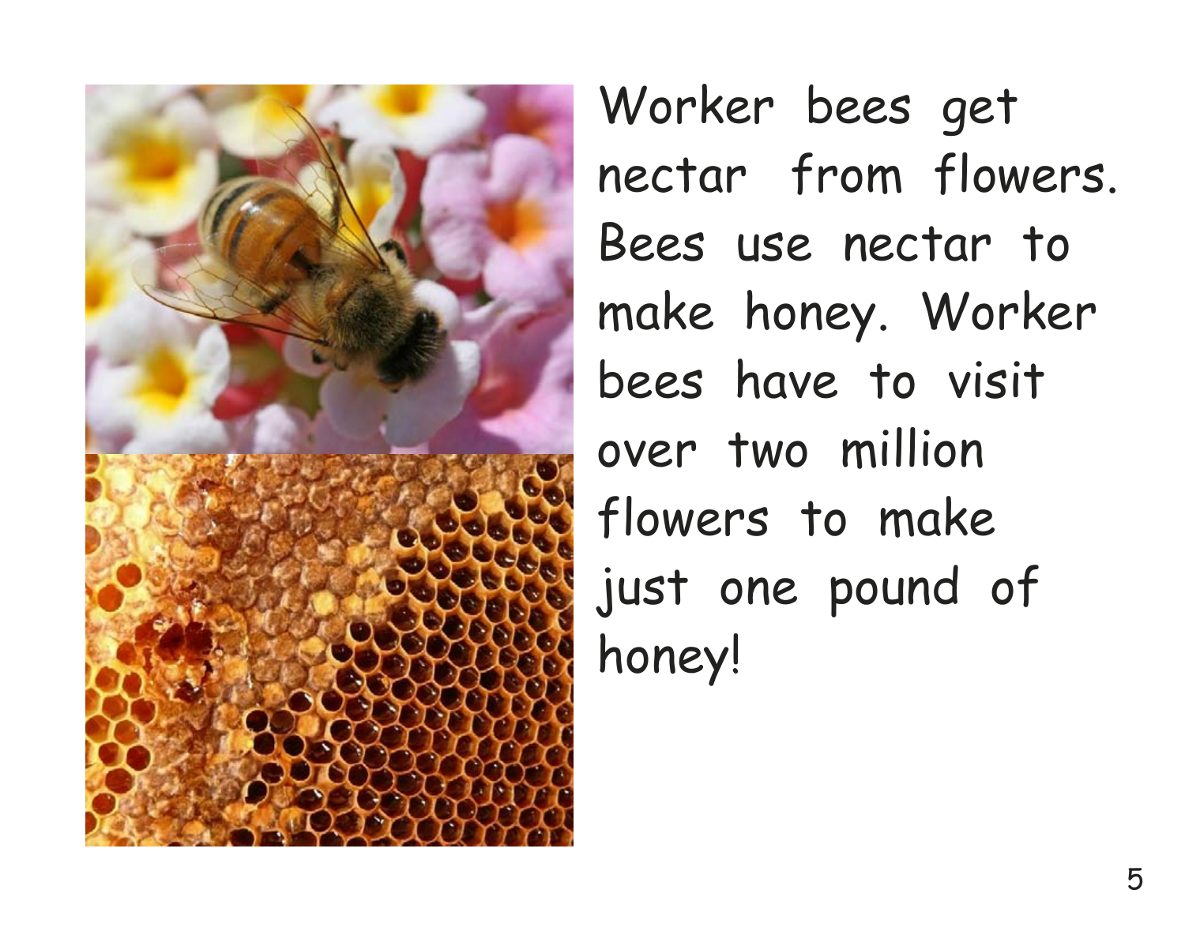Worker bees get nectar from flowers. Bees use nectar to make honey. Worker bees have to visit over two million flowers to make just one pound of honey!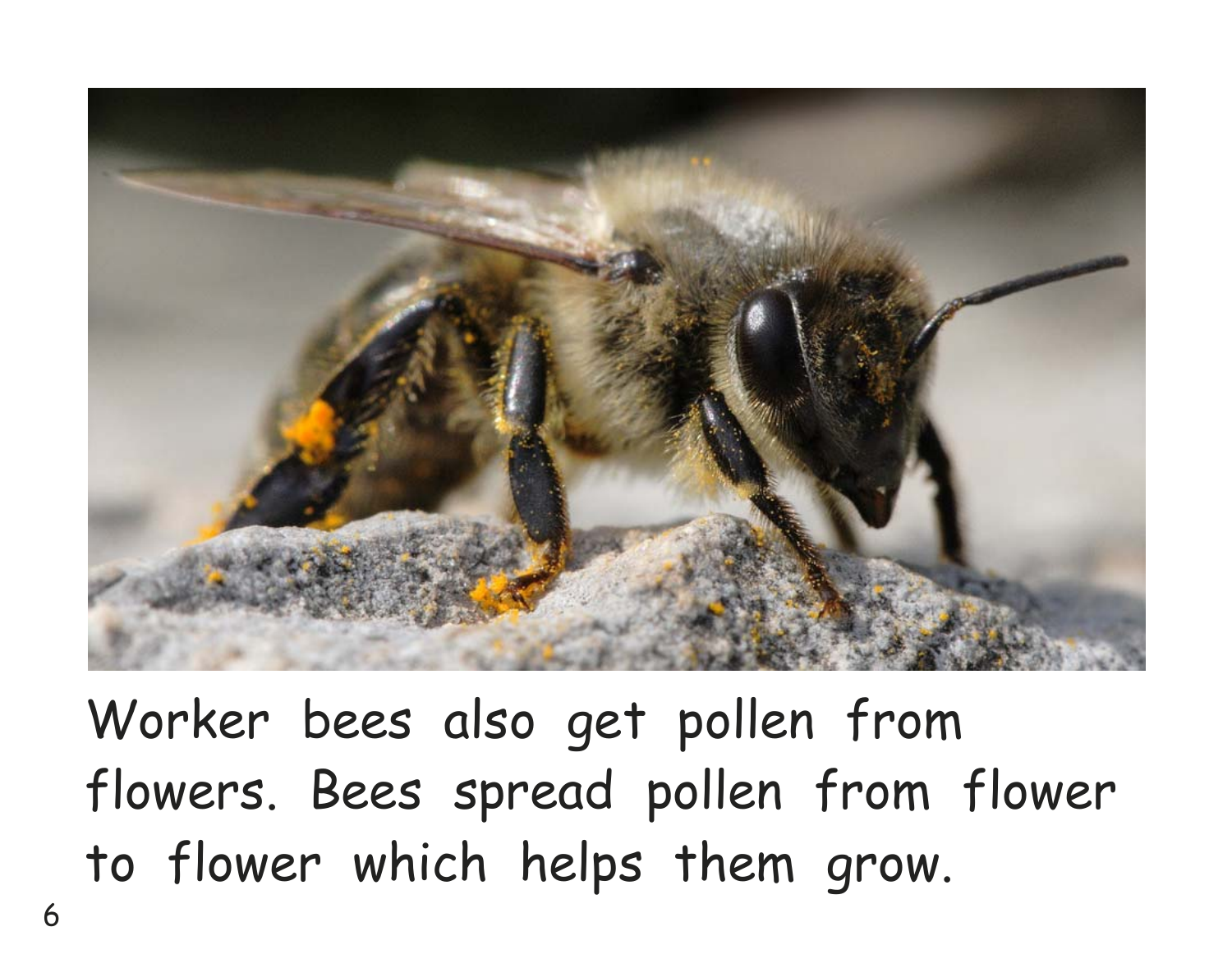Worker bees also get pollen from flowers. Bees spread pollen from flower to flower which helps them grow.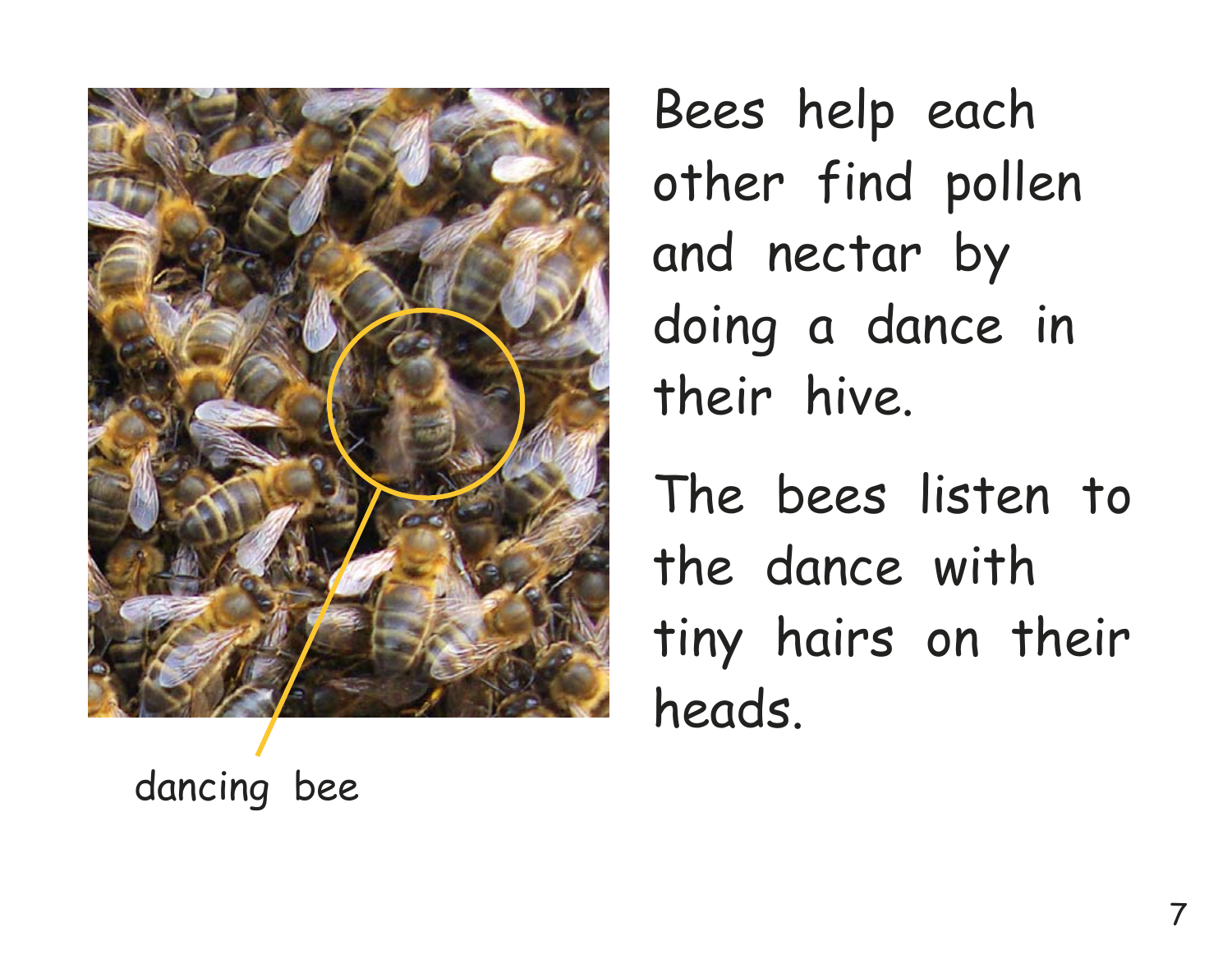dancing bee

Bees help each other find pollen and nectar by doing a dance in their hive.

The bees listen to the dance with tiny hairs on their heads.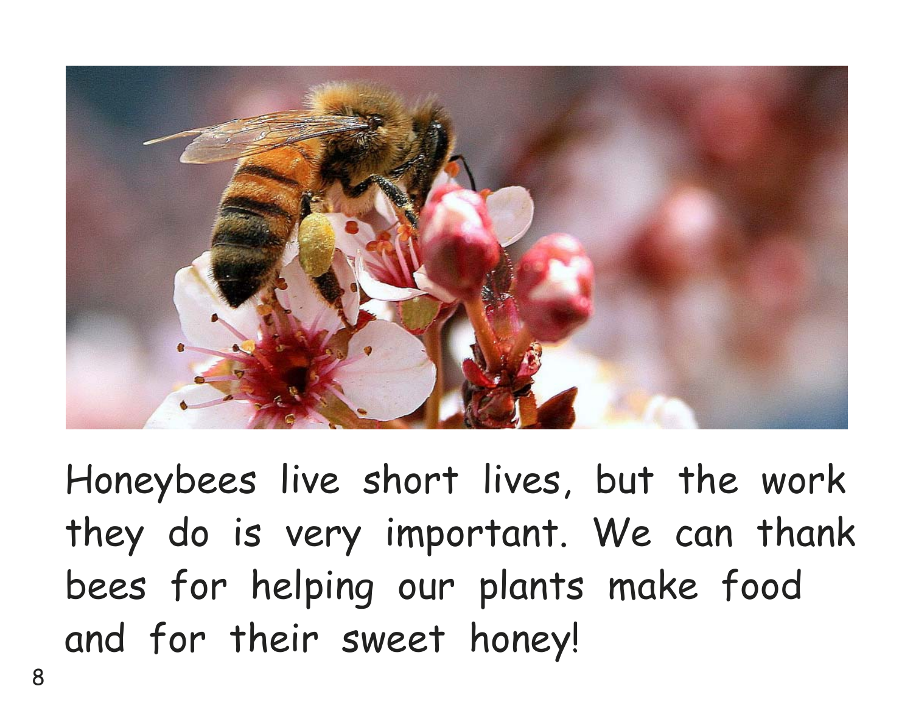Honeybees live short lives, but the work they do is very important. We can thank bees for helping our plants make food and for their sweet honey!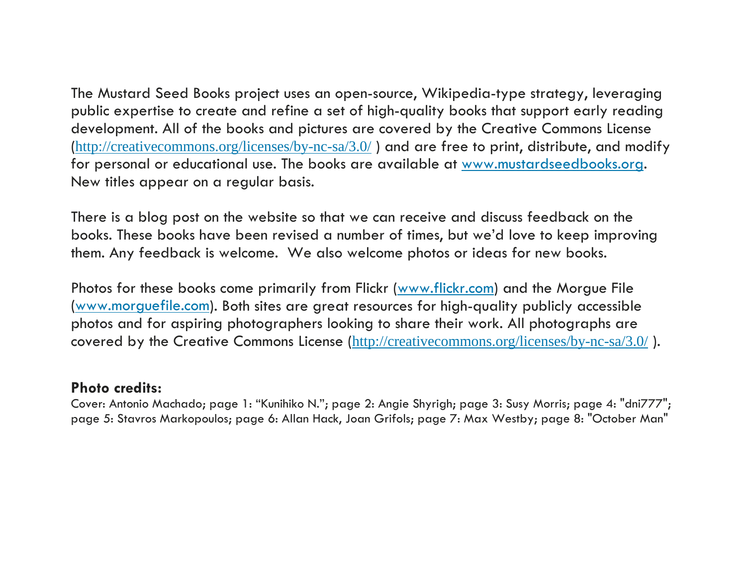The Mustard Seed Books project uses an open-source, Wikipedia-type strategy, leveraging public expertise to create and refine a set of high-quality books that support early reading development. All of the books and pictures are covered by the Creative Commons License (http://creativecommons.org/licenses/by-nc-sa/3.0/ ) and are free to print, distribute, and modify for personal or educational use. The books are available at www.mustardseedbooks.org. New titles appear on a regular basis.

There is a blog post on the website so that we can receive and discuss feedback on the books. These books have been revised a number of times, but we'd love to keep improving them. Any feedback is welcome. We also welcome photos or ideas for new books.

Photos for these books come primarily from Flickr (www.flickr.com) and the Morgue File (www.morguefile.com). Both sites are great resources for high-quality publicly accessible photos and for aspiring photographers looking to share their work. All photographs are covered by the Creative Commons License (http://creativecommons.org/licenses/by-nc-sa/3.0/ ).

**Photo credits:**

Cover: Antonio Machado; page 1: "Kunihiko N."; page 2: Angie Shyrigh; page 3: Susy Morris; page 4: "dni777"; page 5: Stavros Markopoulos; page 6: Allan Hack, Joan Grifols; page 7: Max Westby; page 8: "October Man"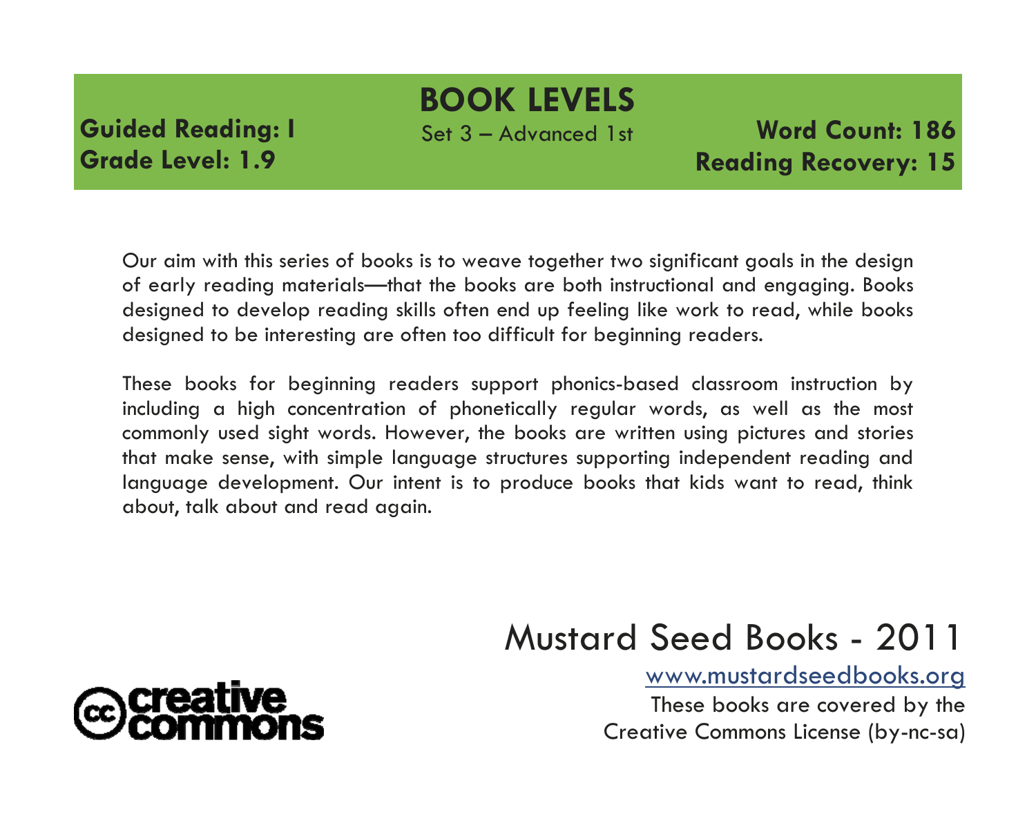# BOOK LEVELS

Set 3 – Advanced 1st

**Guided Reading: I**
**Grade Level: 1.9**

**Word Count: 186**
**Reading Recovery: 15**

Our aim with this series of books is to weave together two significant goals in the design of early reading materials—that the books are both instructional and engaging. Books designed to develop reading skills often end up feeling like work to read, while books designed to be interesting are often too difficult for beginning readers.

These books for beginning readers support phonics-based classroom instruction by including a high concentration of phonetically regular words, as well as the most commonly used sight words. However, the books are written using pictures and stories that make sense, with simple language structures supporting independent reading and language development. Our intent is to produce books that kids want to read, think about, talk about and read again.

Mustard Seed Books - 2011

www.mustardseedbooks.org

creative commons

These books are covered by the Creative Commons License (by-nc-sa)